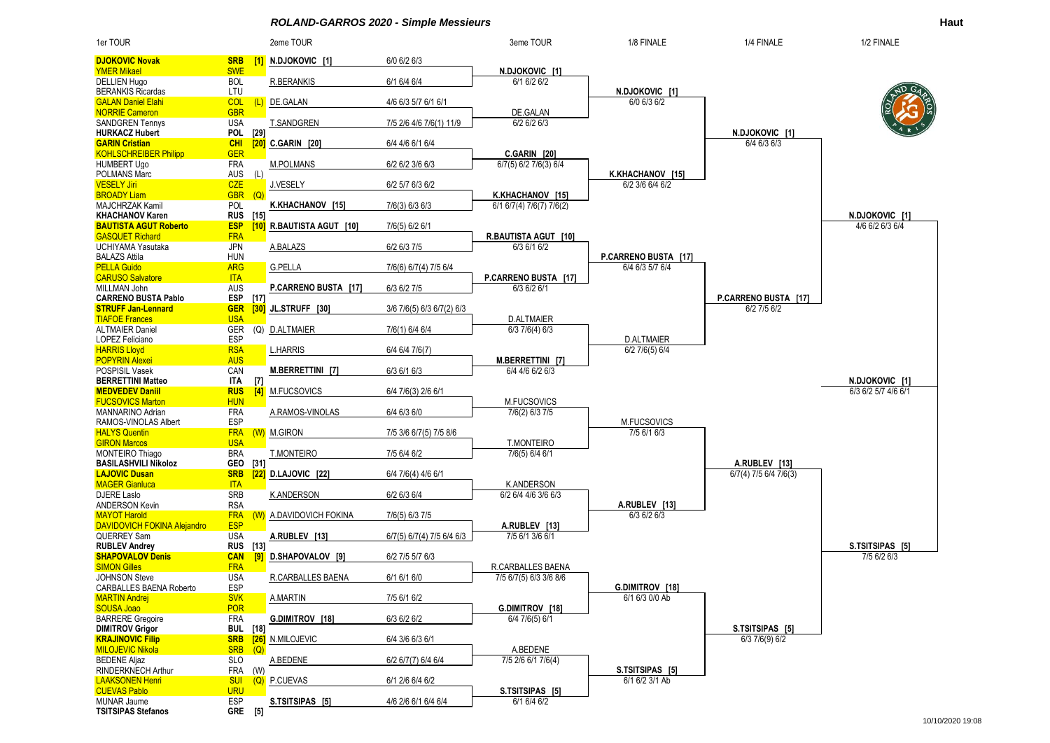# ROLAND-GARROS 2020 - Simple Messieurs

**Haut**

## 1er TOUR

| Joueur | Pays | Tête de série |
|---|---|---|
| **DJOKOVIC Novak** | **SRB** | **[1]** |
| YMER Mikael | SWE | |
| DELLIEN Hugo | BOL | |
| BERANKIS Ricardas | LTU | |
| GALAN Daniel Elahi | COL | (L) |
| NORRIE Cameron | GBR | |
| SANDGREN Tennys | USA | |
| **HURKACZ Hubert** | **POL** | **[29]** |
| **GARIN Cristian** | **CHI** | **[20]** |
| KOHLSCHREIBER Philipp | GER | |
| HUMBERT Ugo | FRA | |
| POLMANS Marc | AUS | (L) |
| VESELY Jiri | CZE | |
| BROADY Liam | GBR | (Q) |
| MAJCHRZAK Kamil | POL | |
| **KHACHANOV Karen** | **RUS** | **[15]** |
| **BAUTISTA AGUT Roberto** | **ESP** | **[10]** |
| GASQUET Richard | FRA | |
| UCHIYAMA Yasutaka | JPN | |
| BALAZS Attila | HUN | |
| PELLA Guido | ARG | |
| CARUSO Salvatore | ITA | |
| MILLMAN John | AUS | |
| **CARRENO BUSTA Pablo** | **ESP** | **[17]** |
| **STRUFF Jan-Lennard** | **GER** | **[30]** |
| TIAFOE Frances | USA | |
| ALTMAIER Daniel | GER | (Q) |
| LOPEZ Feliciano | ESP | |
| HARRIS Lloyd | RSA | |
| POPYRIN Alexei | AUS | |
| POSPISIL Vasek | CAN | |
| **BERRETTINI Matteo** | **ITA** | **[7]** |
| **MEDVEDEV Daniil** | **RUS** | **[4]** |
| FUCSOVICS Marton | HUN | |
| MANNARINO Adrian | FRA | |
| RAMOS-VINOLAS Albert | ESP | |
| HALYS Quentin | FRA | (W) |
| GIRON Marcos | USA | |
| MONTEIRO Thiago | BRA | |
| **BASILASHVILI Nikoloz** | **GEO** | **[31]** |
| **LAJOVIC Dusan** | **SRB** | **[22]** |
| MAGER Gianluca | ITA | |
| DJERE Laslo | SRB | |
| ANDERSON Kevin | RSA | |
| MAYOT Harold | FRA | (W) |
| DAVIDOVICH FOKINA Alejandro | ESP | |
| QUERREY Sam | USA | |
| **RUBLEV Andrey** | **RUS** | **[13]** |
| **SHAPOVALOV Denis** | **CAN** | **[9]** |
| SIMON Gilles | FRA | |
| JOHNSON Steve | USA | |
| CARBALLES BAENA Roberto | ESP | |
| MARTIN Andrej | SVK | |
| SOUSA Joao | POR | |
| BARRERE Gregoire | FRA | |
| **DIMITROV Grigor** | **BUL** | **[18]** |
| **KRAJINOVIC Filip** | **SRB** | **[26]** |
| MILOJEVIC Nikola | SRB | (Q) |
| BEDENE Aljaz | SLO | |
| RINDERKNECH Arthur | FRA | (W) |
| LAAKSONEN Henri | SUI | (Q) |
| CUEVAS Pablo | URU | |
| MUNAR Jaume | ESP | |
| **TSITSIPAS Stefanos** | **GRE** | **[5]** |

## 2eme TOUR

| Vainqueur | Score |
|---|---|
| N.DJOKOVIC [1] | 6/0 6/2 6/3 |
| R.BERANKIS | 6/1 6/4 6/4 |
| DE.GALAN | 4/6 6/3 5/7 6/1 6/1 |
| T.SANDGREN | 7/5 2/6 4/6 7/6(1) 11/9 |
| C.GARIN [20] | 6/4 4/6 6/1 6/4 |
| M.POLMANS | 6/2 6/2 3/6 6/3 |
| J.VESELY | 6/2 5/7 6/3 6/2 |
| K.KHACHANOV [15] | 7/6(3) 6/3 6/3 |
| R.BAUTISTA AGUT [10] | 7/6(5) 6/2 6/1 |
| A.BALAZS | 6/2 6/3 7/5 |
| G.PELLA | 7/6(6) 6/7(4) 7/5 6/4 |
| P.CARRENO BUSTA [17] | 6/3 6/2 7/5 |
| JL.STRUFF [30] | 3/6 7/6(5) 6/3 6/7(2) 6/3 |
| D.ALTMAIER | 7/6(1) 6/4 6/4 |
| L.HARRIS | 6/4 6/4 7/6(7) |
| M.BERRETTINI [7] | 6/3 6/1 6/3 |
| M.FUCSOVICS | 6/4 7/6(3) 2/6 6/1 |
| A.RAMOS-VINOLAS | 6/4 6/3 6/0 |
| M.GIRON | 7/5 3/6 6/7(5) 7/5 8/6 |
| T.MONTEIRO | 7/5 6/4 6/2 |
| D.LAJOVIC [22] | 6/4 7/6(4) 4/6 6/1 |
| K.ANDERSON | 6/2 6/3 6/4 |
| A.DAVIDOVICH FOKINA | 7/6(5) 6/3 7/5 |
| A.RUBLEV [13] | 6/7(5) 6/7(4) 7/5 6/4 6/3 |
| D.SHAPOVALOV [9] | 6/2 7/5 5/7 6/3 |
| R.CARBALLES BAENA | 6/1 6/1 6/0 |
| A.MARTIN | 7/5 6/1 6/2 |
| G.DIMITROV [18] | 6/3 6/2 6/2 |
| N.MILOJEVIC | 6/4 3/6 6/3 6/1 |
| A.BEDENE | 6/2 6/7(7) 6/4 6/4 |
| P.CUEVAS | 6/1 2/6 6/4 6/2 |
| S.TSITSIPAS [5] | 4/6 2/6 6/1 6/4 6/4 |

## 3eme TOUR

| Vainqueur | Score |
|---|---|
| N.DJOKOVIC [1] | 6/1 6/2 6/2 |
| DE.GALAN | 6/2 6/2 6/3 |
| C.GARIN [20] | 6/7(5) 6/2 7/6(3) 6/4 |
| K.KHACHANOV [15] | 6/1 6/7(4) 7/6(7) 7/6(2) |
| R.BAUTISTA AGUT [10] | 6/3 6/1 6/2 |
| P.CARRENO BUSTA [17] | 6/3 6/2 6/1 |
| D.ALTMAIER | 6/3 7/6(4) 6/3 |
| M.BERRETTINI [7] | 6/4 4/6 6/2 6/3 |
| M.FUCSOVICS | 7/6(2) 6/3 7/5 |
| T.MONTEIRO | 7/6(5) 6/4 6/1 |
| K.ANDERSON | 6/2 6/4 4/6 3/6 6/3 |
| A.RUBLEV [13] | 7/5 6/1 3/6 6/1 |
| R.CARBALLES BAENA | 7/5 6/7(5) 6/3 3/6 8/6 |
| G.DIMITROV [18] | 6/4 7/6(5) 6/1 |
| A.BEDENE | 7/5 2/6 6/1 7/6(4) |
| S.TSITSIPAS [5] | 6/1 6/4 6/2 |

## 1/8 FINALE

| Vainqueur | Score |
|---|---|
| N.DJOKOVIC [1] | 6/0 6/3 6/2 |
| K.KHACHANOV [15] | 6/2 3/6 6/4 6/2 |
| P.CARRENO BUSTA [17] | 6/4 6/3 5/7 6/4 |
| D.ALTMAIER | 6/2 7/6(5) 6/4 |
| M.FUCSOVICS | 7/5 6/1 6/3 |
| A.RUBLEV [13] | 6/3 6/2 6/3 |
| G.DIMITROV [18] | 6/1 6/3 0/0 Ab |
| S.TSITSIPAS [5] | 6/1 6/2 3/1 Ab |

## 1/4 FINALE

| Vainqueur | Score |
|---|---|
| N.DJOKOVIC [1] | 6/4 6/3 6/3 |
| P.CARRENO BUSTA [17] | 6/2 7/5 6/2 |
| A.RUBLEV [13] | 6/7(4) 7/5 6/4 7/6(3) |
| S.TSITSIPAS [5] | 6/3 7/6(9) 6/2 |

## 1/2 FINALE

| Vainqueur | Score |
|---|---|
| N.DJOKOVIC [1] | 4/6 6/2 6/3 6/4 |
| S.TSITSIPAS [5] | 7/5 6/2 6/3 |

## Qualifié pour la finale

| Vainqueur | Score |
|---|---|
| N.DJOKOVIC [1] | 6/3 6/2 5/7 4/6 6/1 |

10/10/2020 19:08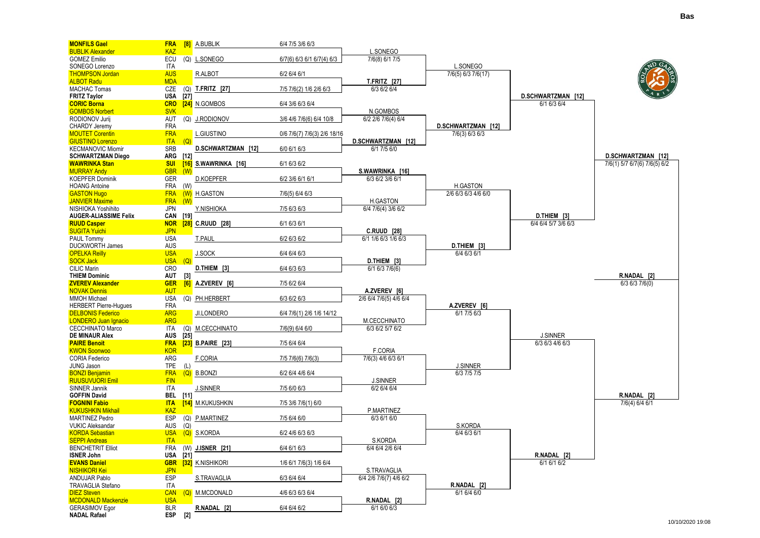**Bas**

| Player | Nat. | Seed/Entry | Winner | Score |
|---|---|---|---|---|
| **MONFILS Gael** | **FRA** | [8] | A.BUBLIK | 6/4 7/5 3/6 6/3 |
| **BUBLIK Alexander** | **KAZ** | | | |
| GOMEZ Emilio | ECU | (Q) | L.SONEGO | 6/7(6) 6/3 6/1 6/7(4) 6/3 |
| SONEGO Lorenzo | ITA | | | |
| **THOMPSON Jordan** | **AUS** | | R.ALBOT | 6/2 6/4 6/1 |
| **ALBOT Radu** | **MDA** | | | |
| MACHAC Tomas | CZE | (Q) | **T.FRITZ [27]** | 7/5 7/6(2) 1/6 2/6 6/3 |
| **FRITZ Taylor** | **USA** | [27] | | |
| **CORIC Borna** | **CRO** | [24] | N.GOMBOS | 6/4 3/6 6/3 6/4 |
| **GOMBOS Norbert** | **SVK** | | | |
| RODIONOV Jurij | AUT | (Q) | J.RODIONOV | 3/6 4/6 7/6(6) 6/4 10/8 |
| CHARDY Jeremy | FRA | | | |
| **MOUTET Corentin** | **FRA** | | L.GIUSTINO | 0/6 7/6(7) 7/6(3) 2/6 18/16 |
| **GIUSTINO Lorenzo** | **ITA** | (Q) | | |
| KECMANOVIC Miomir | SRB | | **D.SCHWARTZMAN [12]** | 6/0 6/1 6/3 |
| **SCHWARTZMAN Diego** | **ARG** | [12] | | |
| **WAWRINKA Stan** | **SUI** | [16] | **S.WAWRINKA [16]** | 6/1 6/3 6/2 |
| **MURRAY Andy** | **GBR** | (W) | | |
| KOEPFER Dominik | GER | | D.KOEPFER | 6/2 3/6 6/1 6/1 |
| HOANG Antoine | FRA | (W) | | |
| **GASTON Hugo** | **FRA** | (W) | H.GASTON | 7/6(5) 6/4 6/3 |
| **JANVIER Maxime** | **FRA** | (W) | | |
| NISHIOKA Yoshihito | JPN | | Y.NISHIOKA | 7/5 6/3 6/3 |
| **AUGER-ALIASSIME Felix** | **CAN** | [19] | | |
| **RUUD Casper** | **NOR** | [28] | **C.RUUD [28]** | 6/1 6/3 6/1 |
| **SUGITA Yuichi** | **JPN** | | | |
| PAUL Tommy | USA | | T.PAUL | 6/2 6/3 6/2 |
| DUCKWORTH James | AUS | | | |
| **OPELKA Reilly** | **USA** | | J.SOCK | 6/4 6/4 6/3 |
| **SOCK Jack** | **USA** | (Q) | | |
| CILIC Marin | CRO | | **D.THIEM [3]** | 6/4 6/3 6/3 |
| **THIEM Dominic** | **AUT** | [3] | | |
| **ZVEREV Alexander** | **GER** | [6] | **A.ZVEREV [6]** | 7/5 6/2 6/4 |
| **NOVAK Dennis** | **AUT** | | | |
| MMOH Michael | USA | (Q) | PH.HERBERT | 6/3 6/2 6/3 |
| HERBERT Pierre-Hugues | FRA | | | |
| **DELBONIS Federico** | **ARG** | | JI.LONDERO | 6/4 7/6(1) 2/6 1/6 14/12 |
| **LONDERO Juan Ignacio** | **ARG** | | | |
| CECCHINATO Marco | ITA | (Q) | M.CECCHINATO | 7/6(9) 6/4 6/0 |
| **DE MINAUR Alex** | **AUS** | [25] | | |
| **PAIRE Benoit** | **FRA** | [23] | **B.PAIRE [23]** | 7/5 6/4 6/4 |
| **KWON Soonwoo** | **KOR** | | | |
| CORIA Federico | ARG | | F.CORIA | 7/5 7/6(6) 7/6(3) |
| JUNG Jason | TPE | (L) | | |
| **BONZI Benjamin** | **FRA** | (Q) | B.BONZI | 6/2 6/4 4/6 6/4 |
| **RUUSUVUORI Emil** | **FIN** | | | |
| SINNER Jannik | ITA | | J.SINNER | 7/5 6/0 6/3 |
| **GOFFIN David** | **BEL** | [11] | | |
| **FOGNINI Fabio** | **ITA** | [14] | M.KUKUSHKIN | 7/5 3/6 7/6(1) 6/0 |
| **KUKUSHKIN Mikhail** | **KAZ** | | | |
| MARTINEZ Pedro | ESP | (Q) | P.MARTINEZ | 7/5 6/4 6/0 |
| VUKIC Aleksandar | AUS | (Q) | | |
| **KORDA Sebastian** | **USA** | (Q) | S.KORDA | 6/2 4/6 6/3 6/3 |
| **SEPPI Andreas** | **ITA** | | | |
| BENCHETRIT Elliot | FRA | (W) | **J.ISNER [21]** | 6/4 6/1 6/3 |
| **ISNER John** | **USA** | [21] | | |
| **EVANS Daniel** | **GBR** | [32] | K.NISHIKORI | 1/6 6/1 7/6(3) 1/6 6/4 |
| **NISHIKORI Kei** | **JPN** | | | |
| ANDUJAR Pablo | ESP | | S.TRAVAGLIA | 6/3 6/4 6/4 |
| TRAVAGLIA Stefano | ITA | | | |
| **DIEZ Steven** | **CAN** | (Q) | M.MCDONALD | 4/6 6/3 6/3 6/4 |
| **MCDONALD Mackenzie** | **USA** | | | |
| GERASIMOV Egor | BLR | | **R.NADAL [2]** | 6/4 6/4 6/2 |
| **NADAL Rafael** | **ESP** | [2] | | |

| Round 2 winner | Score |
|---|---|
| L.SONEGO | 7/6(8) 6/1 7/5 |
| **T.FRITZ [27]** | 6/3 6/2 6/4 |
| N.GOMBOS | 6/2 2/6 7/6(4) 6/4 |
| **D.SCHWARTZMAN [12]** | 6/1 7/5 6/0 |
| **S.WAWRINKA [16]** | 6/3 6/2 3/6 6/1 |
| H.GASTON | 6/4 7/6(4) 3/6 6/2 |
| **C.RUUD [28]** | 6/1 1/6 6/3 1/6 6/3 |
| **D.THIEM [3]** | 6/1 6/3 7/6(6) |
| **A.ZVEREV [6]** | 2/6 6/4 7/6(5) 4/6 6/4 |
| M.CECCHINATO | 6/3 6/2 5/7 6/2 |
| F.CORIA | 7/6(3) 4/6 6/3 6/1 |
| J.SINNER | 6/2 6/4 6/4 |
| P.MARTINEZ | 6/3 6/1 6/0 |
| S.KORDA | 6/4 6/4 2/6 6/4 |
| S.TRAVAGLIA | 6/4 2/6 7/6(7) 4/6 6/2 |
| **R.NADAL [2]** | 6/1 6/0 6/3 |

| Round 3 winner | Score |
|---|---|
| L.SONEGO | 7/6(5) 6/3 7/6(17) |
| **D.SCHWARTZMAN [12]** | 7/6(3) 6/3 6/3 |
| H.GASTON | 2/6 6/3 6/3 4/6 6/0 |
| **D.THIEM [3]** | 6/4 6/3 6/1 |
| **A.ZVEREV [6]** | 6/1 7/5 6/3 |
| J.SINNER | 6/3 7/5 7/5 |
| S.KORDA | 6/4 6/3 6/1 |
| **R.NADAL [2]** | 6/1 6/4 6/0 |

| Round 4 winner | Score |
|---|---|
| **D.SCHWARTZMAN [12]** | 6/1 6/3 6/4 |
| **D.THIEM [3]** | 6/4 6/4 5/7 3/6 6/3 |
| J.SINNER | 6/3 6/3 4/6 6/3 |
| **R.NADAL [2]** | 6/1 6/1 6/2 |

| Quarter-final winner | Score |
|---|---|
| **D.SCHWARTZMAN [12]** | 7/6(1) 5/7 6/7(6) 7/6(5) 6/2 |
| **R.NADAL [2]** | 6/3 6/3 7/6(0) |

| Semi-final winner | Score |
|---|---|
| **R.NADAL [2]** | 7/6(4) 6/4 6/1 |